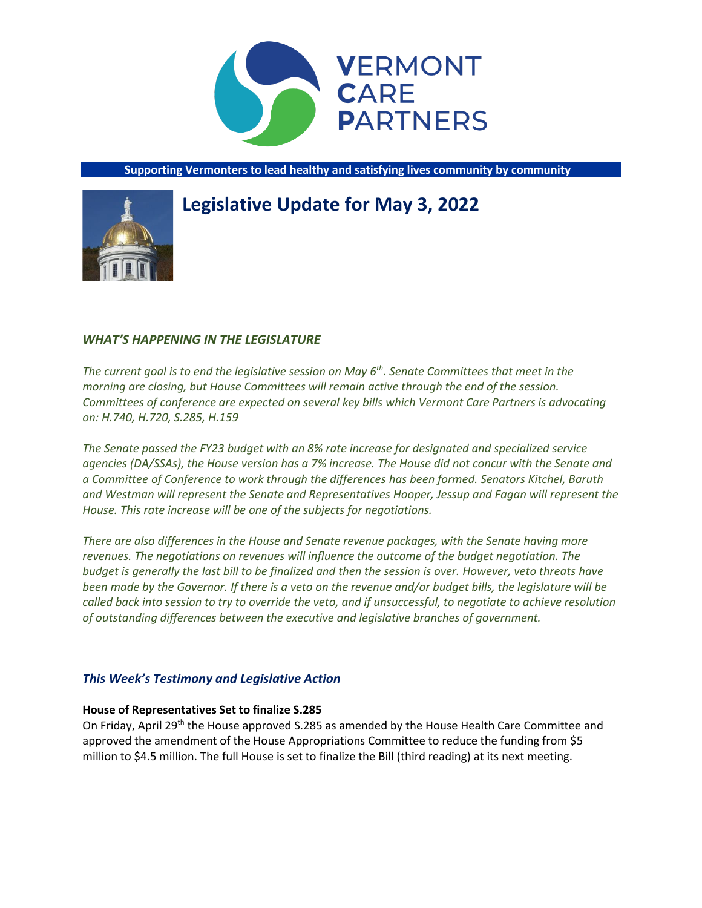**VERMONT CARE PARTNERS**

**Supporting Vermonters to lead healthy and satisfying lives community by community**

# Legislative Update for May 3, 2022

### *WHAT'S HAPPENING IN THE LEGISLATURE*

*The current goal is to end the legislative session on May 6th. Senate Committees that meet in the morning are closing, but House Committees will remain active through the end of the session. Committees of conference are expected on several key bills which Vermont Care Partners is advocating on: H.740, H.720, S.285, H.159*

*The Senate passed the FY23 budget with an 8% rate increase for designated and specialized service agencies (DA/SSAs), the House version has a 7% increase. The House did not concur with the Senate and a Committee of Conference to work through the differences has been formed. Senators Kitchel, Baruth and Westman will represent the Senate and Representatives Hooper, Jessup and Fagan will represent the House. This rate increase will be one of the subjects for negotiations.*

*There are also differences in the House and Senate revenue packages, with the Senate having more revenues. The negotiations on revenues will influence the outcome of the budget negotiation. The budget is generally the last bill to be finalized and then the session is over. However, veto threats have been made by the Governor. If there is a veto on the revenue and/or budget bills, the legislature will be called back into session to try to override the veto, and if unsuccessful, to negotiate to achieve resolution of outstanding differences between the executive and legislative branches of government.*

### *This Week's Testimony and Legislative Action*

**House of Representatives Set to finalize S.285**

On Friday, April 29th the House approved S.285 as amended by the House Health Care Committee and approved the amendment of the House Appropriations Committee to reduce the funding from $5 million to $4.5 million. The full House is set to finalize the Bill (third reading) at its next meeting.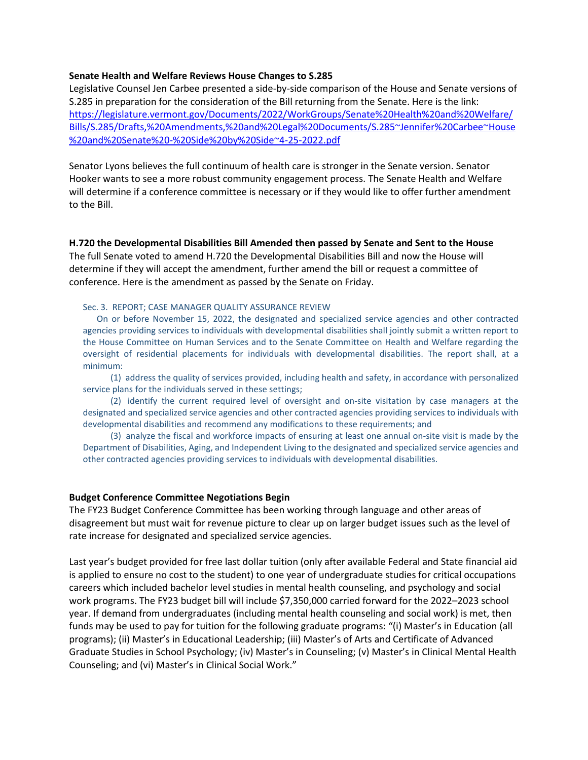**Senate Health and Welfare Reviews House Changes to S.285**

Legislative Counsel Jen Carbee presented a side-by-side comparison of the House and Senate versions of S.285 in preparation for the consideration of the Bill returning from the Senate. Here is the link: https://legislature.vermont.gov/Documents/2022/WorkGroups/Senate%20Health%20and%20Welfare/Bills/S.285/Drafts,%20Amendments,%20and%20Legal%20Documents/S.285~Jennifer%20Carbee~House%20and%20Senate%20-%20Side%20by%20Side~4-25-2022.pdf

Senator Lyons believes the full continuum of health care is stronger in the Senate version. Senator Hooker wants to see a more robust community engagement process. The Senate Health and Welfare will determine if a conference committee is necessary or if they would like to offer further amendment to the Bill.

**H.720 the Developmental Disabilities Bill Amended then passed by Senate and Sent to the House**

The full Senate voted to amend H.720 the Developmental Disabilities Bill and now the House will determine if they will accept the amendment, further amend the bill or request a committee of conference. Here is the amendment as passed by the Senate on Friday.

Sec. 3. REPORT; CASE MANAGER QUALITY ASSURANCE REVIEW

On or before November 15, 2022, the designated and specialized service agencies and other contracted agencies providing services to individuals with developmental disabilities shall jointly submit a written report to the House Committee on Human Services and to the Senate Committee on Health and Welfare regarding the oversight of residential placements for individuals with developmental disabilities. The report shall, at a minimum:

(1) address the quality of services provided, including health and safety, in accordance with personalized service plans for the individuals served in these settings;

(2) identify the current required level of oversight and on-site visitation by case managers at the designated and specialized service agencies and other contracted agencies providing services to individuals with developmental disabilities and recommend any modifications to these requirements; and

(3) analyze the fiscal and workforce impacts of ensuring at least one annual on-site visit is made by the Department of Disabilities, Aging, and Independent Living to the designated and specialized service agencies and other contracted agencies providing services to individuals with developmental disabilities.

**Budget Conference Committee Negotiations Begin**

The FY23 Budget Conference Committee has been working through language and other areas of disagreement but must wait for revenue picture to clear up on larger budget issues such as the level of rate increase for designated and specialized service agencies.

Last year's budget provided for free last dollar tuition (only after available Federal and State financial aid is applied to ensure no cost to the student) to one year of undergraduate studies for critical occupations careers which included bachelor level studies in mental health counseling, and psychology and social work programs. The FY23 budget bill will include $7,350,000 carried forward for the 2022–2023 school year. If demand from undergraduates (including mental health counseling and social work) is met, then funds may be used to pay for tuition for the following graduate programs: "(i) Master's in Education (all programs); (ii) Master's in Educational Leadership; (iii) Master's of Arts and Certificate of Advanced Graduate Studies in School Psychology; (iv) Master's in Counseling; (v) Master's in Clinical Mental Health Counseling; and (vi) Master's in Clinical Social Work."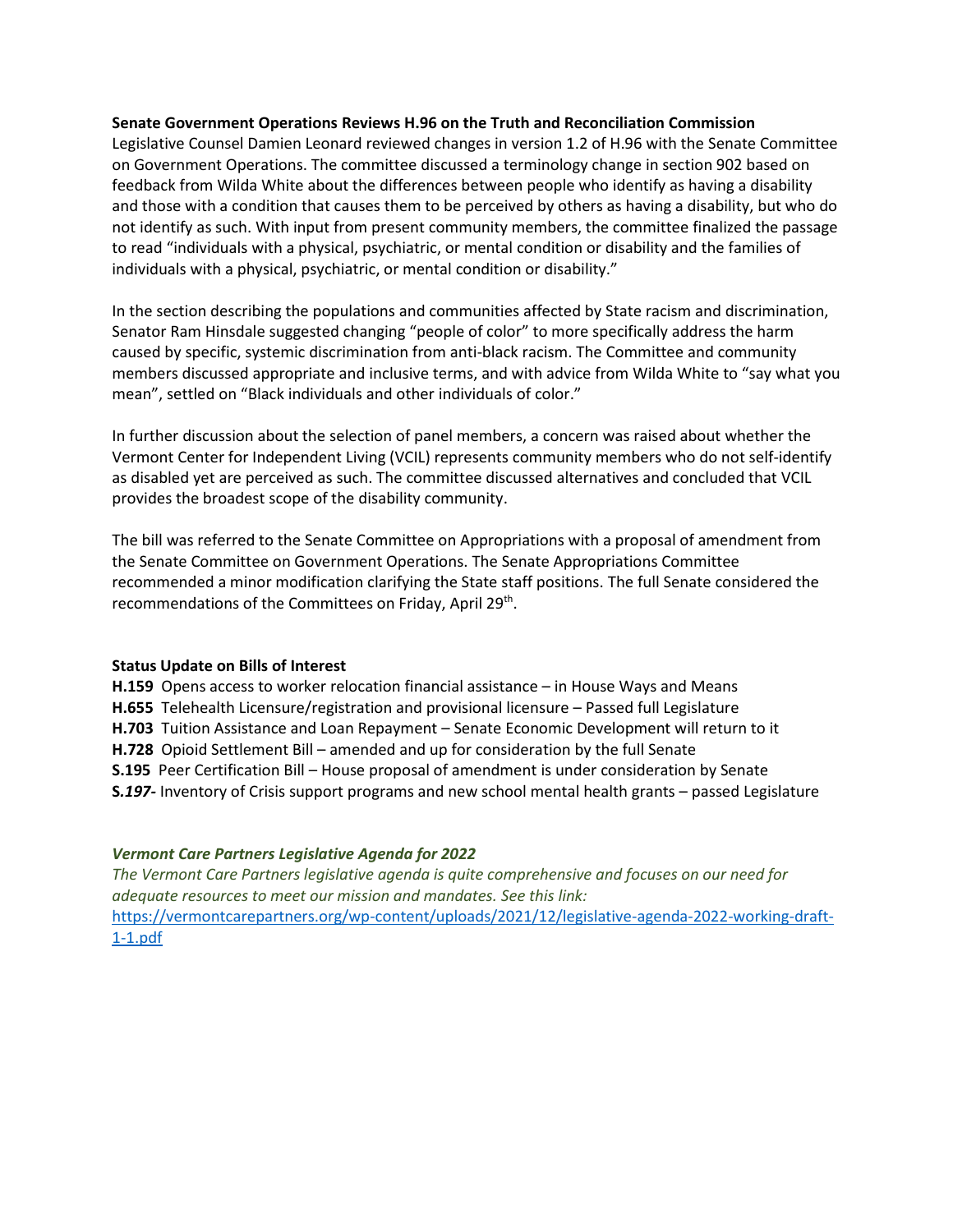**Senate Government Operations Reviews H.96 on the Truth and Reconciliation Commission**
Legislative Counsel Damien Leonard reviewed changes in version 1.2 of H.96 with the Senate Committee on Government Operations. The committee discussed a terminology change in section 902 based on feedback from Wilda White about the differences between people who identify as having a disability and those with a condition that causes them to be perceived by others as having a disability, but who do not identify as such. With input from present community members, the committee finalized the passage to read "individuals with a physical, psychiatric, or mental condition or disability and the families of individuals with a physical, psychiatric, or mental condition or disability."

In the section describing the populations and communities affected by State racism and discrimination, Senator Ram Hinsdale suggested changing "people of color" to more specifically address the harm caused by specific, systemic discrimination from anti-black racism. The Committee and community members discussed appropriate and inclusive terms, and with advice from Wilda White to "say what you mean", settled on "Black individuals and other individuals of color."

In further discussion about the selection of panel members, a concern was raised about whether the Vermont Center for Independent Living (VCIL) represents community members who do not self-identify as disabled yet are perceived as such. The committee discussed alternatives and concluded that VCIL provides the broadest scope of the disability community.

The bill was referred to the Senate Committee on Appropriations with a proposal of amendment from the Senate Committee on Government Operations. The Senate Appropriations Committee recommended a minor modification clarifying the State staff positions. The full Senate considered the recommendations of the Committees on Friday, April 29th.

**Status Update on Bills of Interest**
**H.159** Opens access to worker relocation financial assistance – in House Ways and Means
**H.655** Telehealth Licensure/registration and provisional licensure – Passed full Legislature
**H.703** Tuition Assistance and Loan Repayment – Senate Economic Development will return to it
**H.728** Opioid Settlement Bill – amended and up for consideration by the full Senate
**S.195** Peer Certification Bill – House proposal of amendment is under consideration by Senate
**S.*197*-** Inventory of Crisis support programs and new school mental health grants – passed Legislature

***Vermont Care Partners Legislative Agenda for 2022***
*The Vermont Care Partners legislative agenda is quite comprehensive and focuses on our need for adequate resources to meet our mission and mandates. See this link:*
https://vermontcarepartners.org/wp-content/uploads/2021/12/legislative-agenda-2022-working-draft-1-1.pdf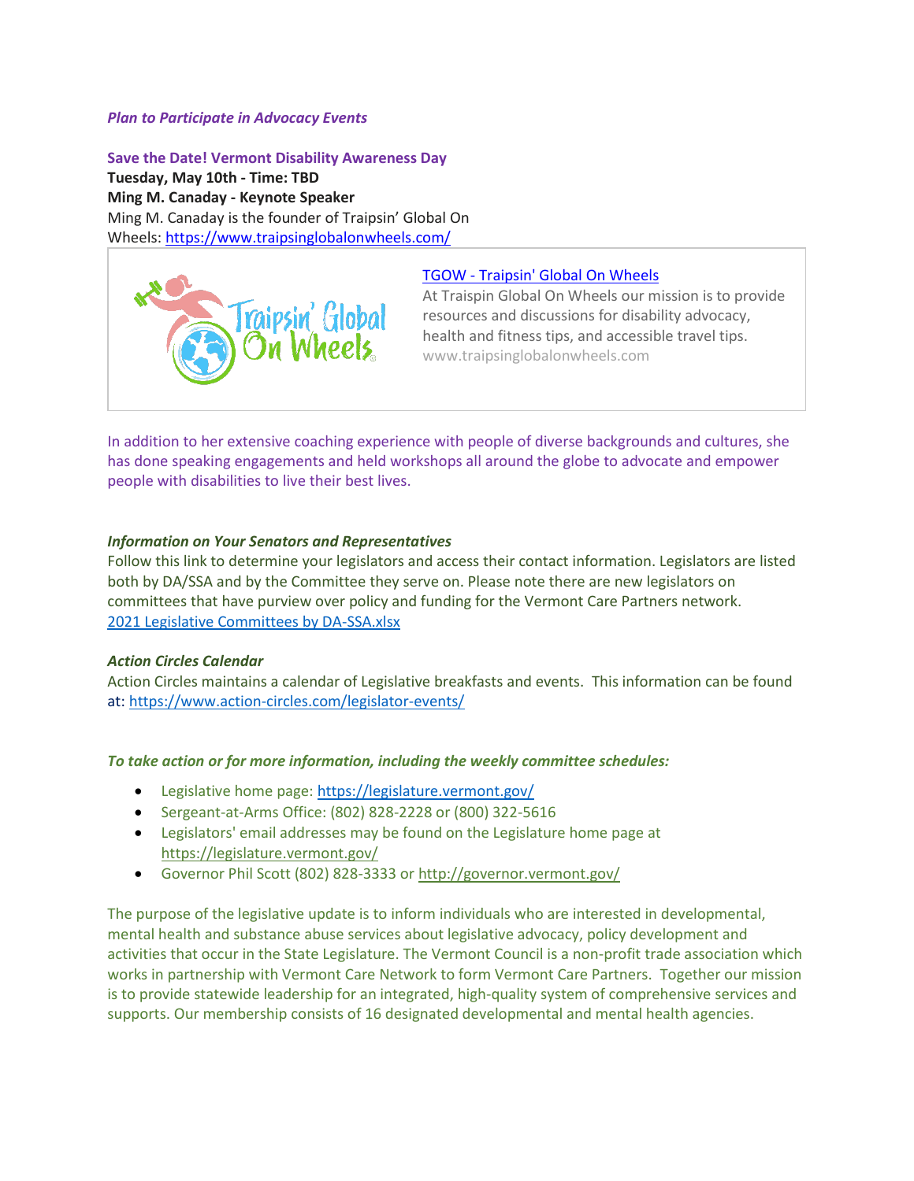***Plan to Participate in Advocacy Events***

**Save the Date! Vermont Disability Awareness Day**
**Tuesday, May 10th - Time: TBD**
**Ming M. Canaday - Keynote Speaker**
Ming M. Canaday is the founder of Traipsin' Global On Wheels: https://www.traipsinglobalonwheels.com/

[TGOW - Traipsin' Global On Wheels](https://www.traipsinglobalonwheels.com/)
At Traispin Global On Wheels our mission is to provide resources and discussions for disability advocacy, health and fitness tips, and accessible travel tips.
www.traipsinglobalonwheels.com

In addition to her extensive coaching experience with people of diverse backgrounds and cultures, she has done speaking engagements and held workshops all around the globe to advocate and empower people with disabilities to live their best lives.

***Information on Your Senators and Representatives***
Follow this link to determine your legislators and access their contact information. Legislators are listed both by DA/SSA and by the Committee they serve on. Please note there are new legislators on committees that have purview over policy and funding for the Vermont Care Partners network.
2021 Legislative Committees by DA-SSA.xlsx

***Action Circles Calendar***
Action Circles maintains a calendar of Legislative breakfasts and events. This information can be found at: https://www.action-circles.com/legislator-events/

***To take action or for more information, including the weekly committee schedules:***

- Legislative home page: https://legislature.vermont.gov/
- Sergeant-at-Arms Office: (802) 828-2228 or (800) 322-5616
- Legislators' email addresses may be found on the Legislature home page at https://legislature.vermont.gov/
- Governor Phil Scott (802) 828-3333 or http://governor.vermont.gov/

The purpose of the legislative update is to inform individuals who are interested in developmental, mental health and substance abuse services about legislative advocacy, policy development and activities that occur in the State Legislature. The Vermont Council is a non-profit trade association which works in partnership with Vermont Care Network to form Vermont Care Partners. Together our mission is to provide statewide leadership for an integrated, high-quality system of comprehensive services and supports. Our membership consists of 16 designated developmental and mental health agencies.